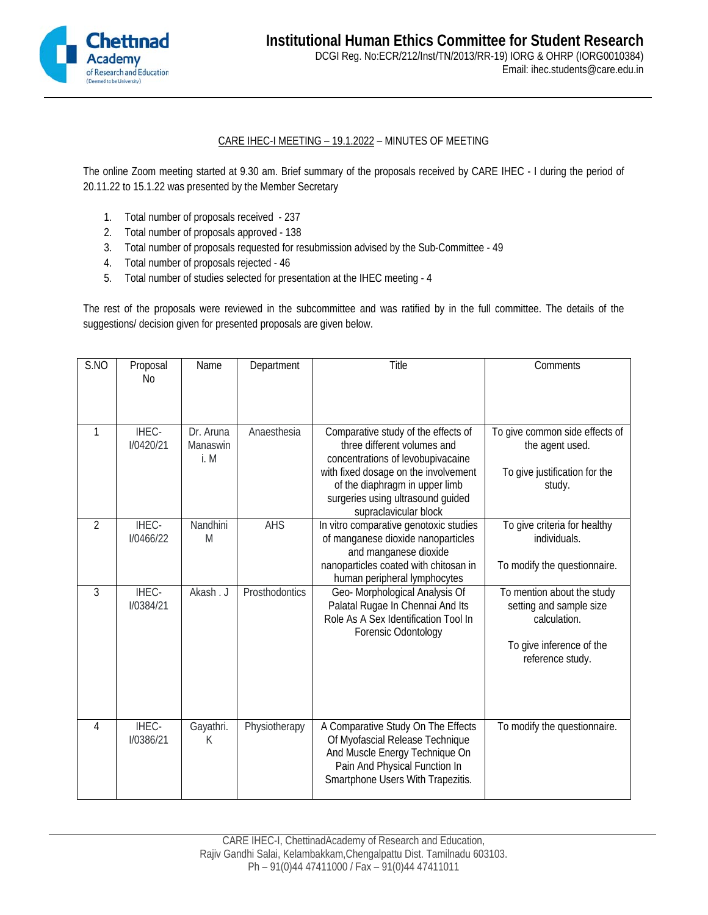# Institutional Human Ethics Committee for Student Research

DCGI Reg. No:ECR/212/Inst/TN/2013/RR-19) IORG & OHRP (IORG0010384)
Email: ihec.students@care.edu.in

CARE IHEC-I MEETING – 19.1.2022 – MINUTES OF MEETING

The online Zoom meeting started at 9.30 am. Brief summary of the proposals received by CARE IHEC - I during the period of 20.11.22 to 15.1.22 was presented by the Member Secretary

1. Total number of proposals received - 237
2. Total number of proposals approved - 138
3. Total number of proposals requested for resubmission advised by the Sub-Committee - 49
4. Total number of proposals rejected - 46
5. Total number of studies selected for presentation at the IHEC meeting - 4

The rest of the proposals were reviewed in the subcommittee and was ratified by in the full committee. The details of the suggestions/ decision given for presented proposals are given below.

| S.NO | Proposal No | Name | Department | Title | Comments |
|---|---|---|---|---|---|
| 1 | IHEC-I/0420/21 | Dr. Aruna Manaswini. M | Anaesthesia | Comparative study of the effects of three different volumes and concentrations of levobupivacaine with fixed dosage on the involvement of the diaphragm in upper limb surgeries using ultrasound guided supraclavicular block | To give common side effects of the agent used. To give justification for the study. |
| 2 | IHEC-I/0466/22 | Nandhini M | AHS | In vitro comparative genotoxic studies of manganese dioxide nanoparticles and manganese dioxide nanoparticles coated with chitosan in human peripheral lymphocytes | To give criteria for healthy individuals. To modify the questionnaire. |
| 3 | IHEC-I/0384/21 | Akash . J | Prosthodontics | Geo- Morphological Analysis Of Palatal Rugae In Chennai And Its Role As A Sex Identification Tool In Forensic Odontology | To mention about the study setting and sample size calculation. To give inference of the reference study. |
| 4 | IHEC-I/0386/21 | Gayathri. K | Physiotherapy | A Comparative Study On The Effects Of Myofascial Release Technique And Muscle Energy Technique On Pain And Physical Function In Smartphone Users With Trapezitis. | To modify the questionnaire. |

CARE IHEC-I, ChettinadAcademy of Research and Education,
Rajiv Gandhi Salai, Kelambakkam,Chengalpattu Dist. Tamilnadu 603103.
Ph – 91(0)44 47411000 / Fax – 91(0)44 47411011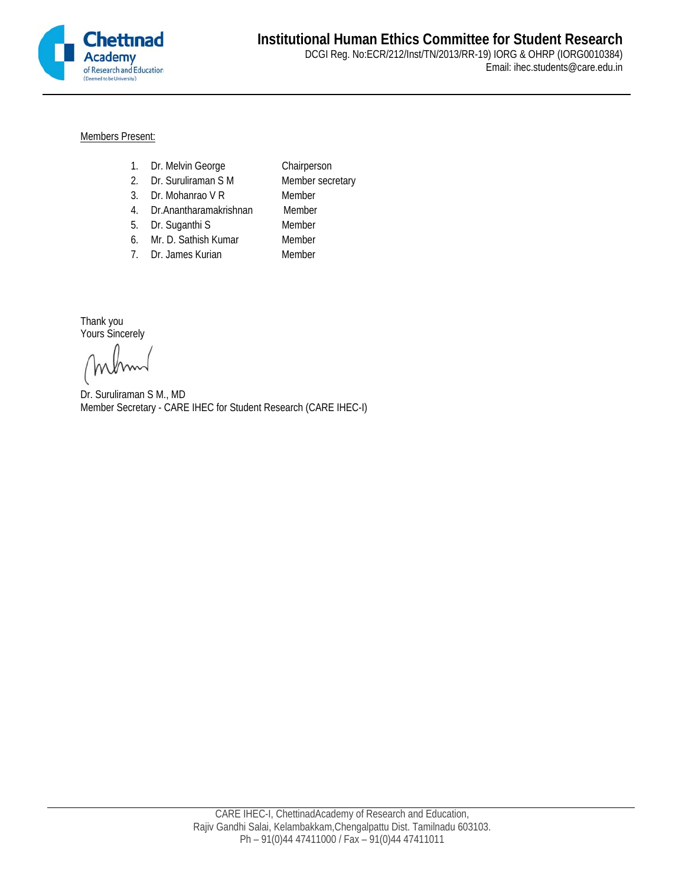Members Present:

1. Dr. Melvin George — Chairperson
2. Dr. Suruliraman S M — Member secretary
3. Dr. Mohanrao V R — Member
4. Dr.Anantharamakrishnan — Member
5. Dr. Suganthi S — Member
6. Mr. D. Sathish Kumar — Member
7. Dr. James Kurian — Member

Thank you
Yours Sincerely

Dr. Suruliraman S M., MD
Member Secretary - CARE IHEC for Student Research (CARE IHEC-I)